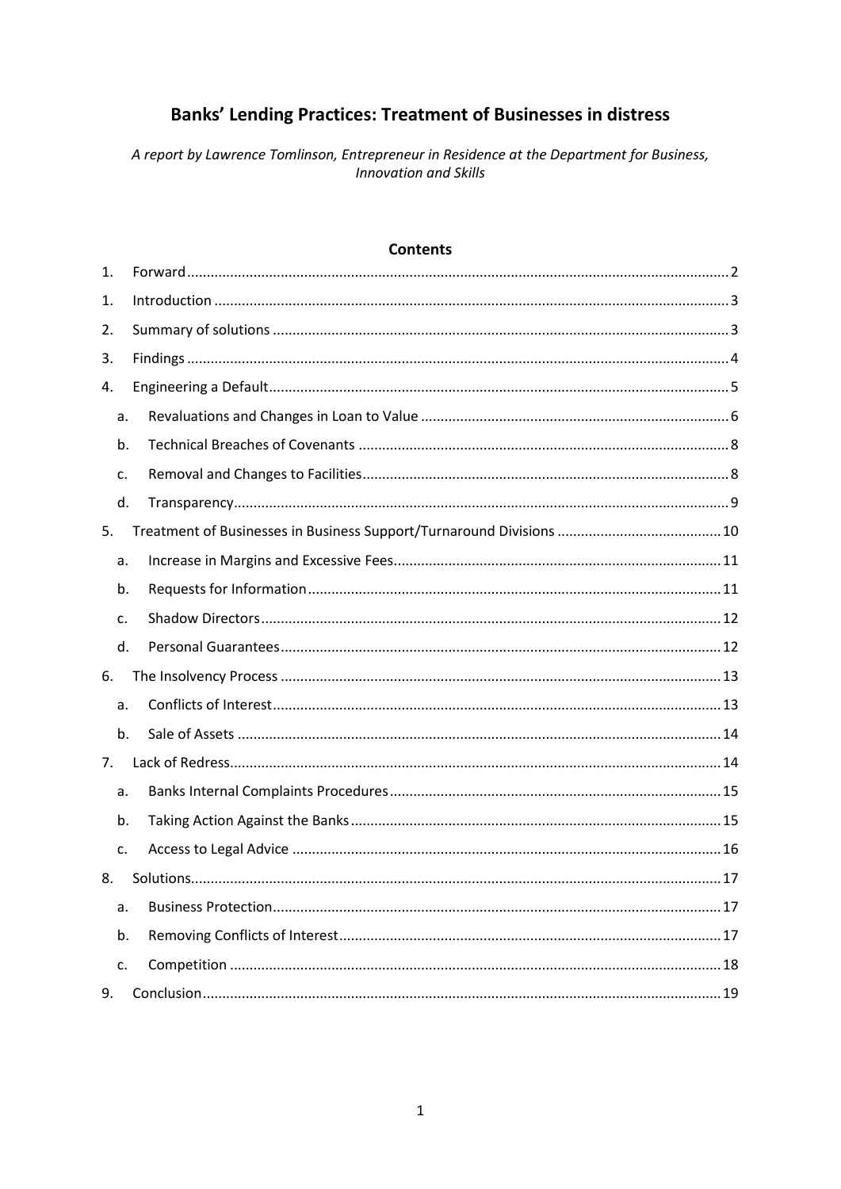# Banks' Lending Practices: Treatment of Businesses in distress

*A report by Lawrence Tomlinson, Entrepreneur in Residence at the Department for Business, Innovation and Skills*

## Contents

1. Forward ........ 2
1. Introduction ........ 3
2. Summary of solutions ........ 3
3. Findings ........ 4
4. Engineering a Default ........ 5
   a. Revaluations and Changes in Loan to Value ........ 6
   b. Technical Breaches of Covenants ........ 8
   c. Removal and Changes to Facilities ........ 8
   d. Transparency ........ 9
5. Treatment of Businesses in Business Support/Turnaround Divisions ........ 10
   a. Increase in Margins and Excessive Fees ........ 11
   b. Requests for Information ........ 11
   c. Shadow Directors ........ 12
   d. Personal Guarantees ........ 12
6. The Insolvency Process ........ 13
   a. Conflicts of Interest ........ 13
   b. Sale of Assets ........ 14
7. Lack of Redress ........ 14
   a. Banks Internal Complaints Procedures ........ 15
   b. Taking Action Against the Banks ........ 15
   c. Access to Legal Advice ........ 16
8. Solutions ........ 17
   a. Business Protection ........ 17
   b. Removing Conflicts of Interest ........ 17
   c. Competition ........ 18
9. Conclusion ........ 19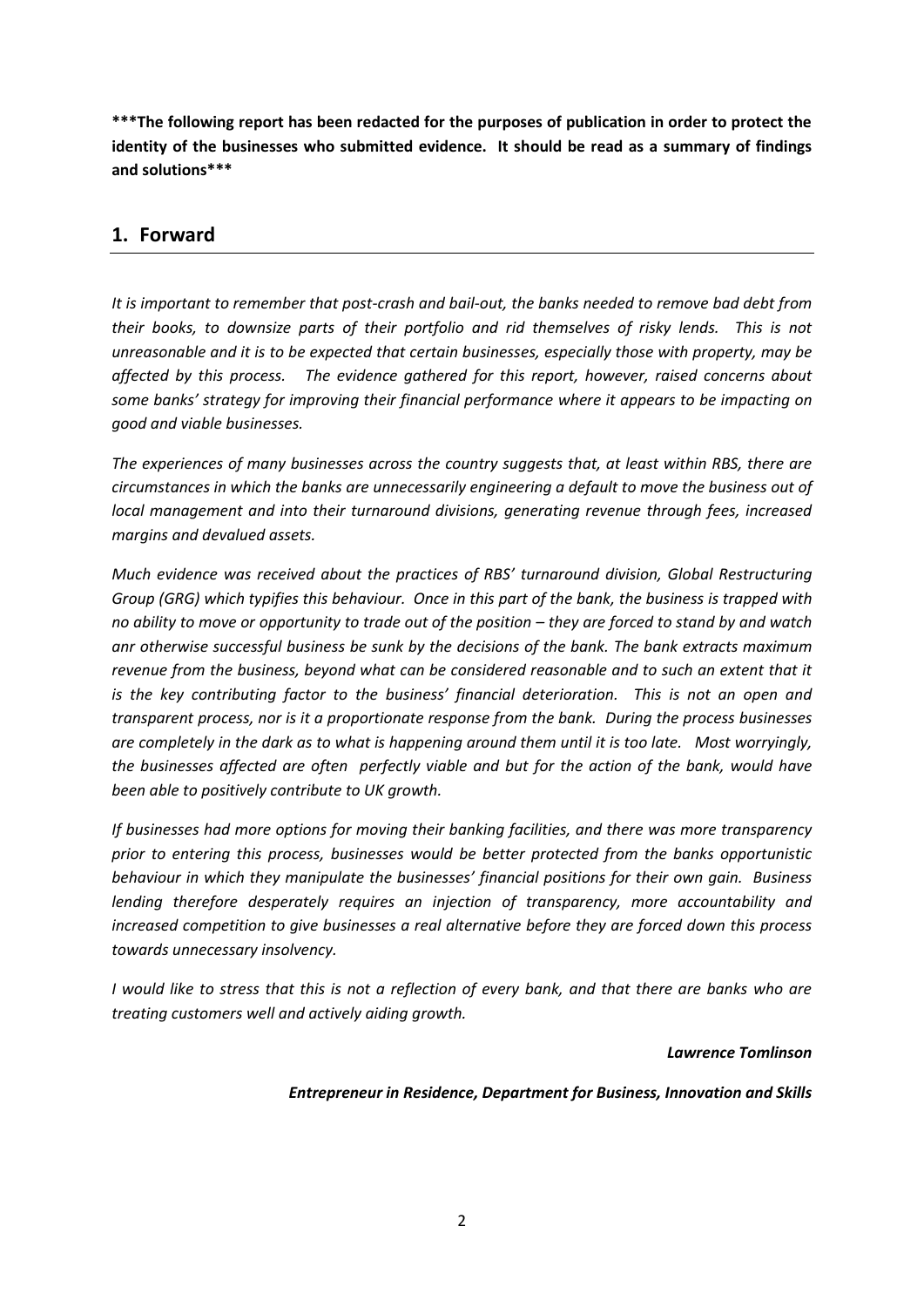**\*\*\*The following report has been redacted for the purposes of publication in order to protect the identity of the businesses who submitted evidence. It should be read as a summary of findings and solutions\*\*\***

## 1. Forward

*It is important to remember that post-crash and bail-out, the banks needed to remove bad debt from their books, to downsize parts of their portfolio and rid themselves of risky lends. This is not unreasonable and it is to be expected that certain businesses, especially those with property, may be affected by this process. The evidence gathered for this report, however, raised concerns about some banks' strategy for improving their financial performance where it appears to be impacting on good and viable businesses.*

*The experiences of many businesses across the country suggests that, at least within RBS, there are circumstances in which the banks are unnecessarily engineering a default to move the business out of local management and into their turnaround divisions, generating revenue through fees, increased margins and devalued assets.*

*Much evidence was received about the practices of RBS' turnaround division, Global Restructuring Group (GRG) which typifies this behaviour. Once in this part of the bank, the business is trapped with no ability to move or opportunity to trade out of the position – they are forced to stand by and watch anr otherwise successful business be sunk by the decisions of the bank. The bank extracts maximum revenue from the business, beyond what can be considered reasonable and to such an extent that it is the key contributing factor to the business' financial deterioration. This is not an open and transparent process, nor is it a proportionate response from the bank. During the process businesses are completely in the dark as to what is happening around them until it is too late. Most worryingly, the businesses affected are often perfectly viable and but for the action of the bank, would have been able to positively contribute to UK growth.*

*If businesses had more options for moving their banking facilities, and there was more transparency prior to entering this process, businesses would be better protected from the banks opportunistic behaviour in which they manipulate the businesses' financial positions for their own gain. Business lending therefore desperately requires an injection of transparency, more accountability and increased competition to give businesses a real alternative before they are forced down this process towards unnecessary insolvency.*

*I would like to stress that this is not a reflection of every bank, and that there are banks who are treating customers well and actively aiding growth.*

***Lawrence Tomlinson***

***Entrepreneur in Residence, Department for Business, Innovation and Skills***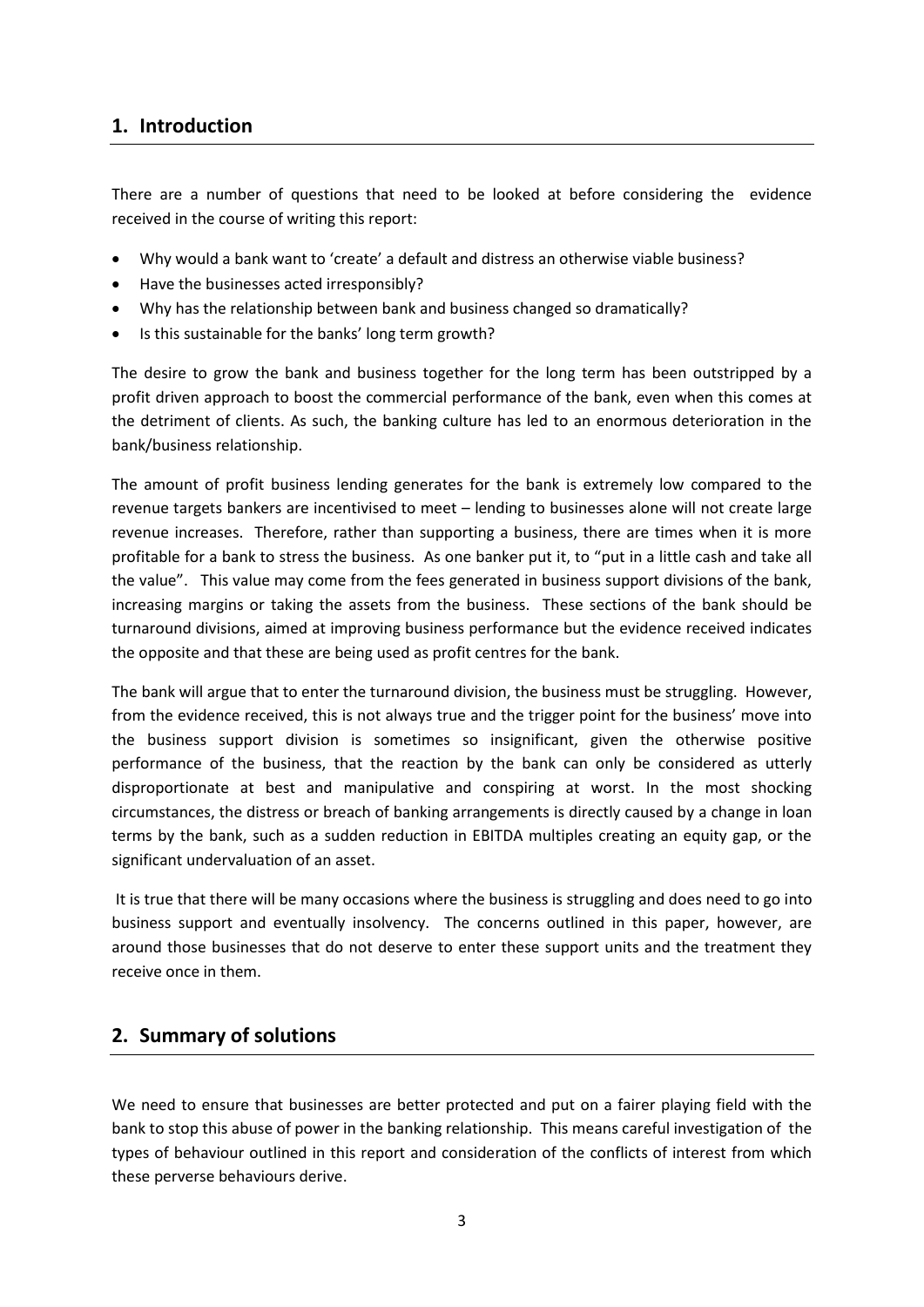## 1. Introduction

There are a number of questions that need to be looked at before considering the evidence received in the course of writing this report:

- Why would a bank want to 'create' a default and distress an otherwise viable business?
- Have the businesses acted irresponsibly?
- Why has the relationship between bank and business changed so dramatically?
- Is this sustainable for the banks' long term growth?

The desire to grow the bank and business together for the long term has been outstripped by a profit driven approach to boost the commercial performance of the bank, even when this comes at the detriment of clients. As such, the banking culture has led to an enormous deterioration in the bank/business relationship.

The amount of profit business lending generates for the bank is extremely low compared to the revenue targets bankers are incentivised to meet – lending to businesses alone will not create large revenue increases. Therefore, rather than supporting a business, there are times when it is more profitable for a bank to stress the business. As one banker put it, to "put in a little cash and take all the value". This value may come from the fees generated in business support divisions of the bank, increasing margins or taking the assets from the business. These sections of the bank should be turnaround divisions, aimed at improving business performance but the evidence received indicates the opposite and that these are being used as profit centres for the bank.

The bank will argue that to enter the turnaround division, the business must be struggling. However, from the evidence received, this is not always true and the trigger point for the business' move into the business support division is sometimes so insignificant, given the otherwise positive performance of the business, that the reaction by the bank can only be considered as utterly disproportionate at best and manipulative and conspiring at worst. In the most shocking circumstances, the distress or breach of banking arrangements is directly caused by a change in loan terms by the bank, such as a sudden reduction in EBITDA multiples creating an equity gap, or the significant undervaluation of an asset.

It is true that there will be many occasions where the business is struggling and does need to go into business support and eventually insolvency. The concerns outlined in this paper, however, are around those businesses that do not deserve to enter these support units and the treatment they receive once in them.

## 2. Summary of solutions

We need to ensure that businesses are better protected and put on a fairer playing field with the bank to stop this abuse of power in the banking relationship. This means careful investigation of the types of behaviour outlined in this report and consideration of the conflicts of interest from which these perverse behaviours derive.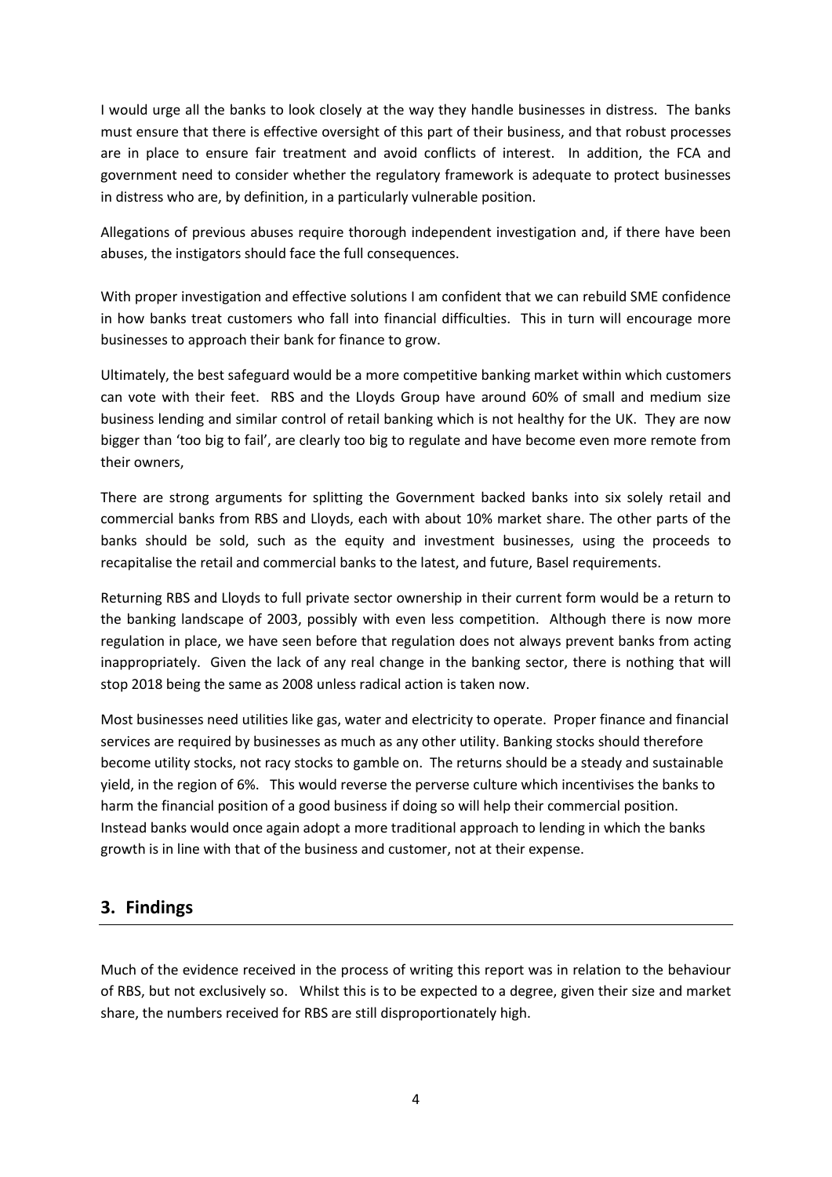I would urge all the banks to look closely at the way they handle businesses in distress. The banks must ensure that there is effective oversight of this part of their business, and that robust processes are in place to ensure fair treatment and avoid conflicts of interest. In addition, the FCA and government need to consider whether the regulatory framework is adequate to protect businesses in distress who are, by definition, in a particularly vulnerable position.

Allegations of previous abuses require thorough independent investigation and, if there have been abuses, the instigators should face the full consequences.

With proper investigation and effective solutions I am confident that we can rebuild SME confidence in how banks treat customers who fall into financial difficulties. This in turn will encourage more businesses to approach their bank for finance to grow.

Ultimately, the best safeguard would be a more competitive banking market within which customers can vote with their feet. RBS and the Lloyds Group have around 60% of small and medium size business lending and similar control of retail banking which is not healthy for the UK. They are now bigger than 'too big to fail', are clearly too big to regulate and have become even more remote from their owners,

There are strong arguments for splitting the Government backed banks into six solely retail and commercial banks from RBS and Lloyds, each with about 10% market share. The other parts of the banks should be sold, such as the equity and investment businesses, using the proceeds to recapitalise the retail and commercial banks to the latest, and future, Basel requirements.

Returning RBS and Lloyds to full private sector ownership in their current form would be a return to the banking landscape of 2003, possibly with even less competition. Although there is now more regulation in place, we have seen before that regulation does not always prevent banks from acting inappropriately. Given the lack of any real change in the banking sector, there is nothing that will stop 2018 being the same as 2008 unless radical action is taken now.

Most businesses need utilities like gas, water and electricity to operate. Proper finance and financial services are required by businesses as much as any other utility. Banking stocks should therefore become utility stocks, not racy stocks to gamble on. The returns should be a steady and sustainable yield, in the region of 6%. This would reverse the perverse culture which incentivises the banks to harm the financial position of a good business if doing so will help their commercial position. Instead banks would once again adopt a more traditional approach to lending in which the banks growth is in line with that of the business and customer, not at their expense.

## 3. Findings

Much of the evidence received in the process of writing this report was in relation to the behaviour of RBS, but not exclusively so. Whilst this is to be expected to a degree, given their size and market share, the numbers received for RBS are still disproportionately high.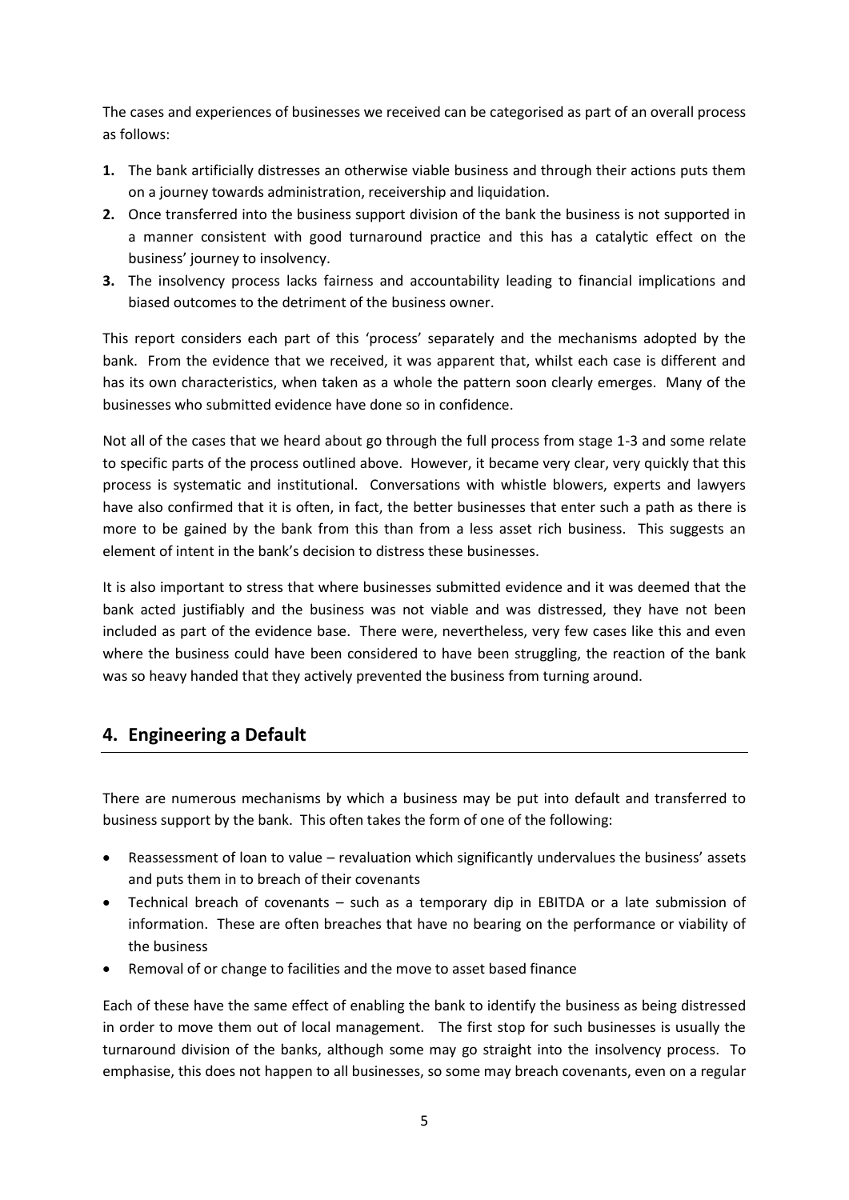The cases and experiences of businesses we received can be categorised as part of an overall process as follows:

1. The bank artificially distresses an otherwise viable business and through their actions puts them on a journey towards administration, receivership and liquidation.
2. Once transferred into the business support division of the bank the business is not supported in a manner consistent with good turnaround practice and this has a catalytic effect on the business' journey to insolvency.
3. The insolvency process lacks fairness and accountability leading to financial implications and biased outcomes to the detriment of the business owner.

This report considers each part of this 'process' separately and the mechanisms adopted by the bank. From the evidence that we received, it was apparent that, whilst each case is different and has its own characteristics, when taken as a whole the pattern soon clearly emerges. Many of the businesses who submitted evidence have done so in confidence.

Not all of the cases that we heard about go through the full process from stage 1-3 and some relate to specific parts of the process outlined above. However, it became very clear, very quickly that this process is systematic and institutional. Conversations with whistle blowers, experts and lawyers have also confirmed that it is often, in fact, the better businesses that enter such a path as there is more to be gained by the bank from this than from a less asset rich business. This suggests an element of intent in the bank's decision to distress these businesses.

It is also important to stress that where businesses submitted evidence and it was deemed that the bank acted justifiably and the business was not viable and was distressed, they have not been included as part of the evidence base. There were, nevertheless, very few cases like this and even where the business could have been considered to have been struggling, the reaction of the bank was so heavy handed that they actively prevented the business from turning around.

## 4. Engineering a Default

There are numerous mechanisms by which a business may be put into default and transferred to business support by the bank. This often takes the form of one of the following:

- Reassessment of loan to value – revaluation which significantly undervalues the business' assets and puts them in to breach of their covenants
- Technical breach of covenants – such as a temporary dip in EBITDA or a late submission of information. These are often breaches that have no bearing on the performance or viability of the business
- Removal of or change to facilities and the move to asset based finance

Each of these have the same effect of enabling the bank to identify the business as being distressed in order to move them out of local management. The first stop for such businesses is usually the turnaround division of the banks, although some may go straight into the insolvency process. To emphasise, this does not happen to all businesses, so some may breach covenants, even on a regular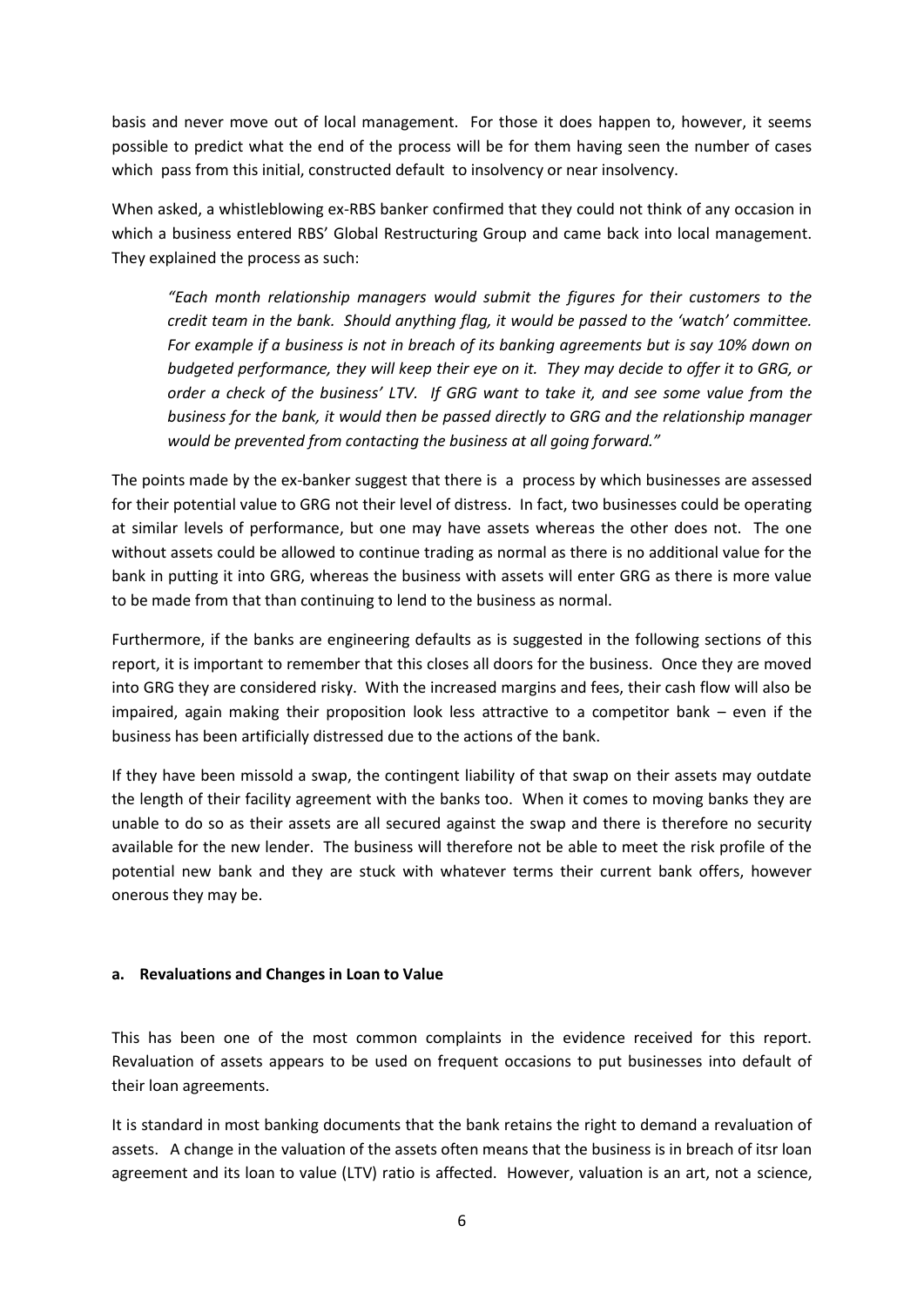basis and never move out of local management. For those it does happen to, however, it seems possible to predict what the end of the process will be for them having seen the number of cases which pass from this initial, constructed default to insolvency or near insolvency.

When asked, a whistleblowing ex-RBS banker confirmed that they could not think of any occasion in which a business entered RBS' Global Restructuring Group and came back into local management. They explained the process as such:

> *"Each month relationship managers would submit the figures for their customers to the credit team in the bank. Should anything flag, it would be passed to the 'watch' committee. For example if a business is not in breach of its banking agreements but is say 10% down on budgeted performance, they will keep their eye on it. They may decide to offer it to GRG, or order a check of the business' LTV. If GRG want to take it, and see some value from the business for the bank, it would then be passed directly to GRG and the relationship manager would be prevented from contacting the business at all going forward."*

The points made by the ex-banker suggest that there is a process by which businesses are assessed for their potential value to GRG not their level of distress. In fact, two businesses could be operating at similar levels of performance, but one may have assets whereas the other does not. The one without assets could be allowed to continue trading as normal as there is no additional value for the bank in putting it into GRG, whereas the business with assets will enter GRG as there is more value to be made from that than continuing to lend to the business as normal.

Furthermore, if the banks are engineering defaults as is suggested in the following sections of this report, it is important to remember that this closes all doors for the business. Once they are moved into GRG they are considered risky. With the increased margins and fees, their cash flow will also be impaired, again making their proposition look less attractive to a competitor bank – even if the business has been artificially distressed due to the actions of the bank.

If they have been missold a swap, the contingent liability of that swap on their assets may outdate the length of their facility agreement with the banks too. When it comes to moving banks they are unable to do so as their assets are all secured against the swap and there is therefore no security available for the new lender. The business will therefore not be able to meet the risk profile of the potential new bank and they are stuck with whatever terms their current bank offers, however onerous they may be.

### a. Revaluations and Changes in Loan to Value

This has been one of the most common complaints in the evidence received for this report. Revaluation of assets appears to be used on frequent occasions to put businesses into default of their loan agreements.

It is standard in most banking documents that the bank retains the right to demand a revaluation of assets. A change in the valuation of the assets often means that the business is in breach of itsr loan agreement and its loan to value (LTV) ratio is affected. However, valuation is an art, not a science,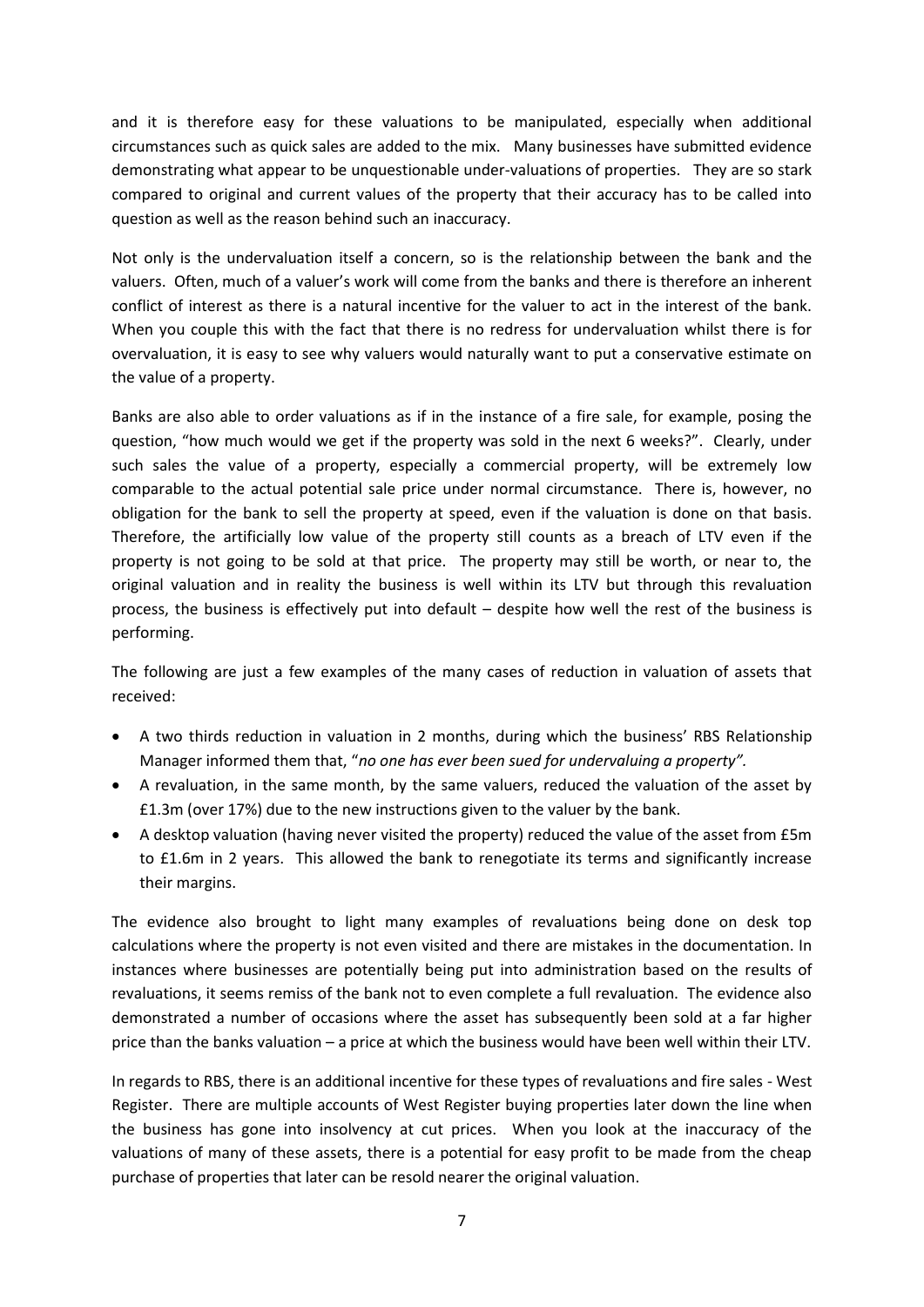and it is therefore easy for these valuations to be manipulated, especially when additional circumstances such as quick sales are added to the mix. Many businesses have submitted evidence demonstrating what appear to be unquestionable under-valuations of properties. They are so stark compared to original and current values of the property that their accuracy has to be called into question as well as the reason behind such an inaccuracy.

Not only is the undervaluation itself a concern, so is the relationship between the bank and the valuers. Often, much of a valuer's work will come from the banks and there is therefore an inherent conflict of interest as there is a natural incentive for the valuer to act in the interest of the bank. When you couple this with the fact that there is no redress for undervaluation whilst there is for overvaluation, it is easy to see why valuers would naturally want to put a conservative estimate on the value of a property.

Banks are also able to order valuations as if in the instance of a fire sale, for example, posing the question, "how much would we get if the property was sold in the next 6 weeks?". Clearly, under such sales the value of a property, especially a commercial property, will be extremely low comparable to the actual potential sale price under normal circumstance. There is, however, no obligation for the bank to sell the property at speed, even if the valuation is done on that basis. Therefore, the artificially low value of the property still counts as a breach of LTV even if the property is not going to be sold at that price. The property may still be worth, or near to, the original valuation and in reality the business is well within its LTV but through this revaluation process, the business is effectively put into default – despite how well the rest of the business is performing.

The following are just a few examples of the many cases of reduction in valuation of assets that received:

- A two thirds reduction in valuation in 2 months, during which the business' RBS Relationship Manager informed them that, "*no one has ever been sued for undervaluing a property".*
- A revaluation, in the same month, by the same valuers, reduced the valuation of the asset by £1.3m (over 17%) due to the new instructions given to the valuer by the bank.
- A desktop valuation (having never visited the property) reduced the value of the asset from £5m to £1.6m in 2 years. This allowed the bank to renegotiate its terms and significantly increase their margins.

The evidence also brought to light many examples of revaluations being done on desk top calculations where the property is not even visited and there are mistakes in the documentation. In instances where businesses are potentially being put into administration based on the results of revaluations, it seems remiss of the bank not to even complete a full revaluation. The evidence also demonstrated a number of occasions where the asset has subsequently been sold at a far higher price than the banks valuation – a price at which the business would have been well within their LTV.

In regards to RBS, there is an additional incentive for these types of revaluations and fire sales - West Register. There are multiple accounts of West Register buying properties later down the line when the business has gone into insolvency at cut prices. When you look at the inaccuracy of the valuations of many of these assets, there is a potential for easy profit to be made from the cheap purchase of properties that later can be resold nearer the original valuation.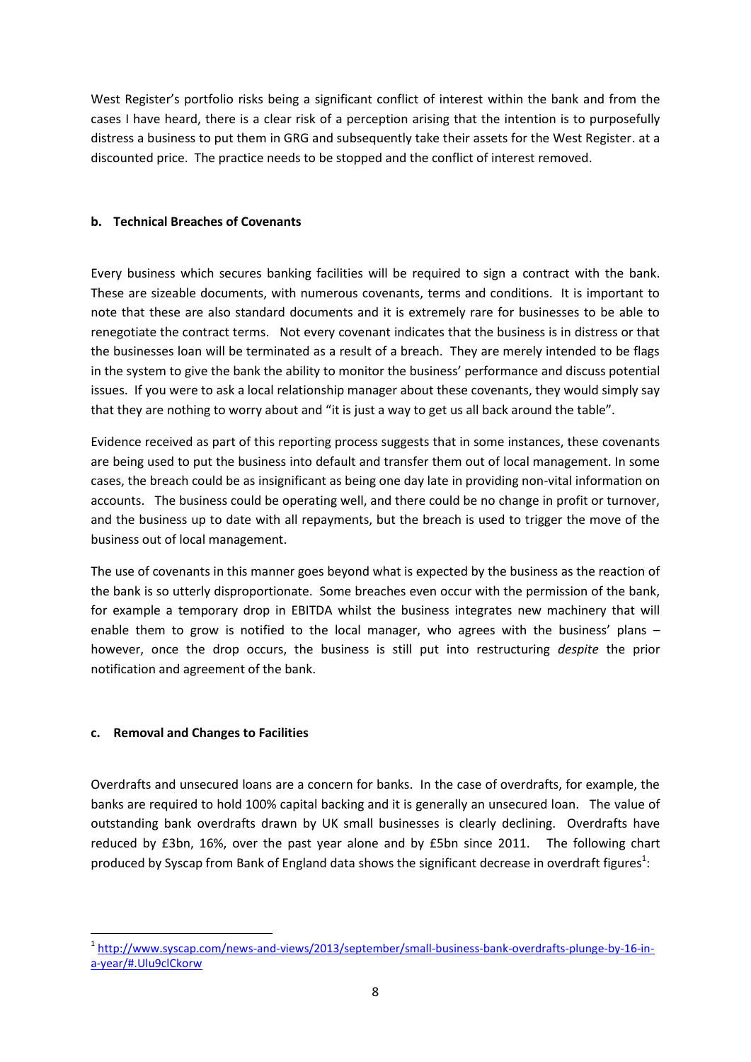West Register's portfolio risks being a significant conflict of interest within the bank and from the cases I have heard, there is a clear risk of a perception arising that the intention is to purposefully distress a business to put them in GRG and subsequently take their assets for the West Register. at a discounted price. The practice needs to be stopped and the conflict of interest removed.

**b. Technical Breaches of Covenants**

Every business which secures banking facilities will be required to sign a contract with the bank. These are sizeable documents, with numerous covenants, terms and conditions. It is important to note that these are also standard documents and it is extremely rare for businesses to be able to renegotiate the contract terms. Not every covenant indicates that the business is in distress or that the businesses loan will be terminated as a result of a breach. They are merely intended to be flags in the system to give the bank the ability to monitor the business' performance and discuss potential issues. If you were to ask a local relationship manager about these covenants, they would simply say that they are nothing to worry about and "it is just a way to get us all back around the table".

Evidence received as part of this reporting process suggests that in some instances, these covenants are being used to put the business into default and transfer them out of local management. In some cases, the breach could be as insignificant as being one day late in providing non-vital information on accounts. The business could be operating well, and there could be no change in profit or turnover, and the business up to date with all repayments, but the breach is used to trigger the move of the business out of local management.

The use of covenants in this manner goes beyond what is expected by the business as the reaction of the bank is so utterly disproportionate. Some breaches even occur with the permission of the bank, for example a temporary drop in EBITDA whilst the business integrates new machinery that will enable them to grow is notified to the local manager, who agrees with the business' plans – however, once the drop occurs, the business is still put into restructuring *despite* the prior notification and agreement of the bank.

**c. Removal and Changes to Facilities**

Overdrafts and unsecured loans are a concern for banks. In the case of overdrafts, for example, the banks are required to hold 100% capital backing and it is generally an unsecured loan. The value of outstanding bank overdrafts drawn by UK small businesses is clearly declining. Overdrafts have reduced by £3bn, 16%, over the past year alone and by £5bn since 2011. The following chart produced by Syscap from Bank of England data shows the significant decrease in overdraft figures[1]:

[1] http://www.syscap.com/news-and-views/2013/september/small-business-bank-overdrafts-plunge-by-16-in-a-year/#.Ulu9clCkorw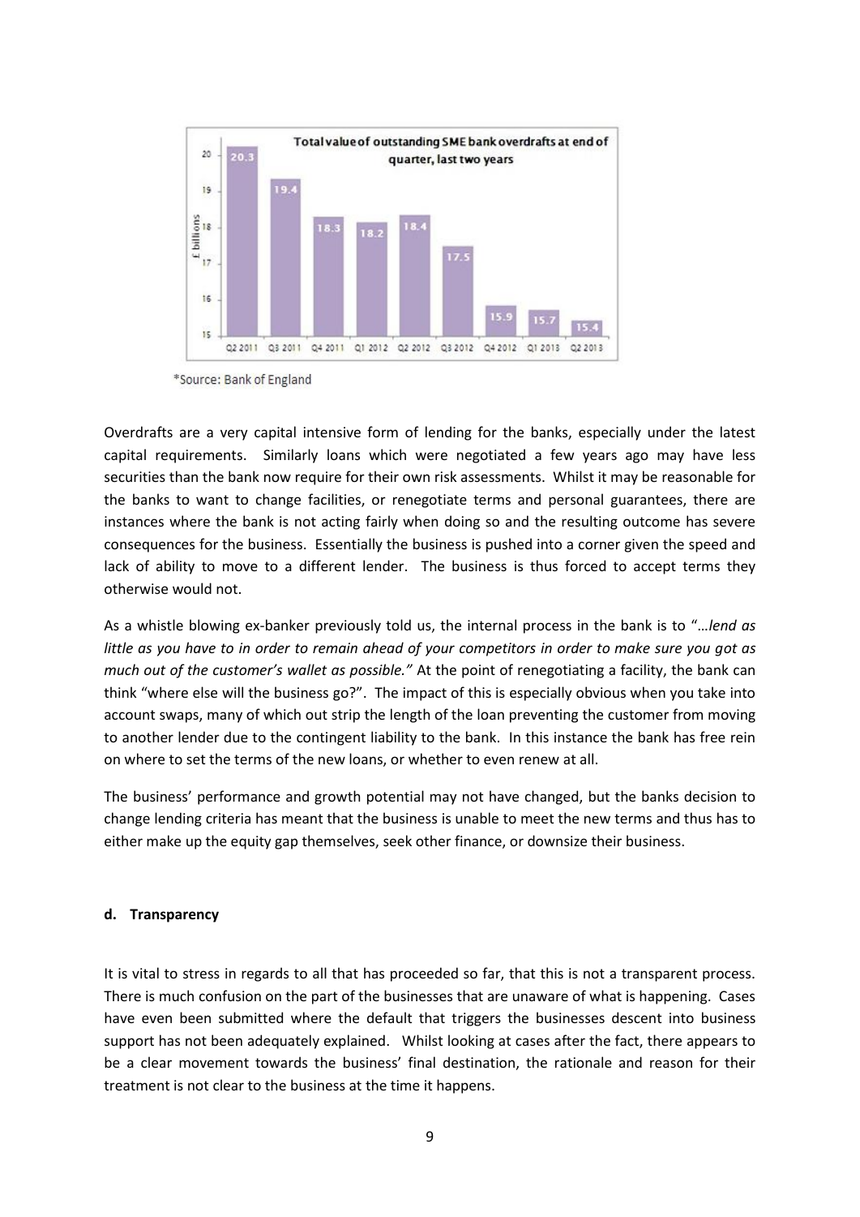**Total value of outstanding SME bank overdrafts at end of quarter, last two years**

| Quarter | £ billions |
|---|---|
| Q2 2011 | 20.3 |
| Q3 2011 | 19.4 |
| Q4 2011 | 18.3 |
| Q1 2012 | 18.2 |
| Q2 2012 | 18.4 |
| Q3 2012 | 17.5 |
| Q4 2012 | 15.9 |
| Q1 2013 | 15.7 |
| Q2 2013 | 15.4 |

*Source: Bank of England

Overdrafts are a very capital intensive form of lending for the banks, especially under the latest capital requirements. Similarly loans which were negotiated a few years ago may have less securities than the bank now require for their own risk assessments. Whilst it may be reasonable for the banks to want to change facilities, or renegotiate terms and personal guarantees, there are instances where the bank is not acting fairly when doing so and the resulting outcome has severe consequences for the business. Essentially the business is pushed into a corner given the speed and lack of ability to move to a different lender. The business is thus forced to accept terms they otherwise would not.

As a whistle blowing ex-banker previously told us, the internal process in the bank is to "*…lend as little as you have to in order to remain ahead of your competitors in order to make sure you got as much out of the customer's wallet as possible.*" At the point of renegotiating a facility, the bank can think "where else will the business go?". The impact of this is especially obvious when you take into account swaps, many of which out strip the length of the loan preventing the customer from moving to another lender due to the contingent liability to the bank. In this instance the bank has free rein on where to set the terms of the new loans, or whether to even renew at all.

The business' performance and growth potential may not have changed, but the banks decision to change lending criteria has meant that the business is unable to meet the new terms and thus has to either make up the equity gap themselves, seek other finance, or downsize their business.

**d. Transparency**

It is vital to stress in regards to all that has proceeded so far, that this is not a transparent process. There is much confusion on the part of the businesses that are unaware of what is happening. Cases have even been submitted where the default that triggers the businesses descent into business support has not been adequately explained. Whilst looking at cases after the fact, there appears to be a clear movement towards the business' final destination, the rationale and reason for their treatment is not clear to the business at the time it happens.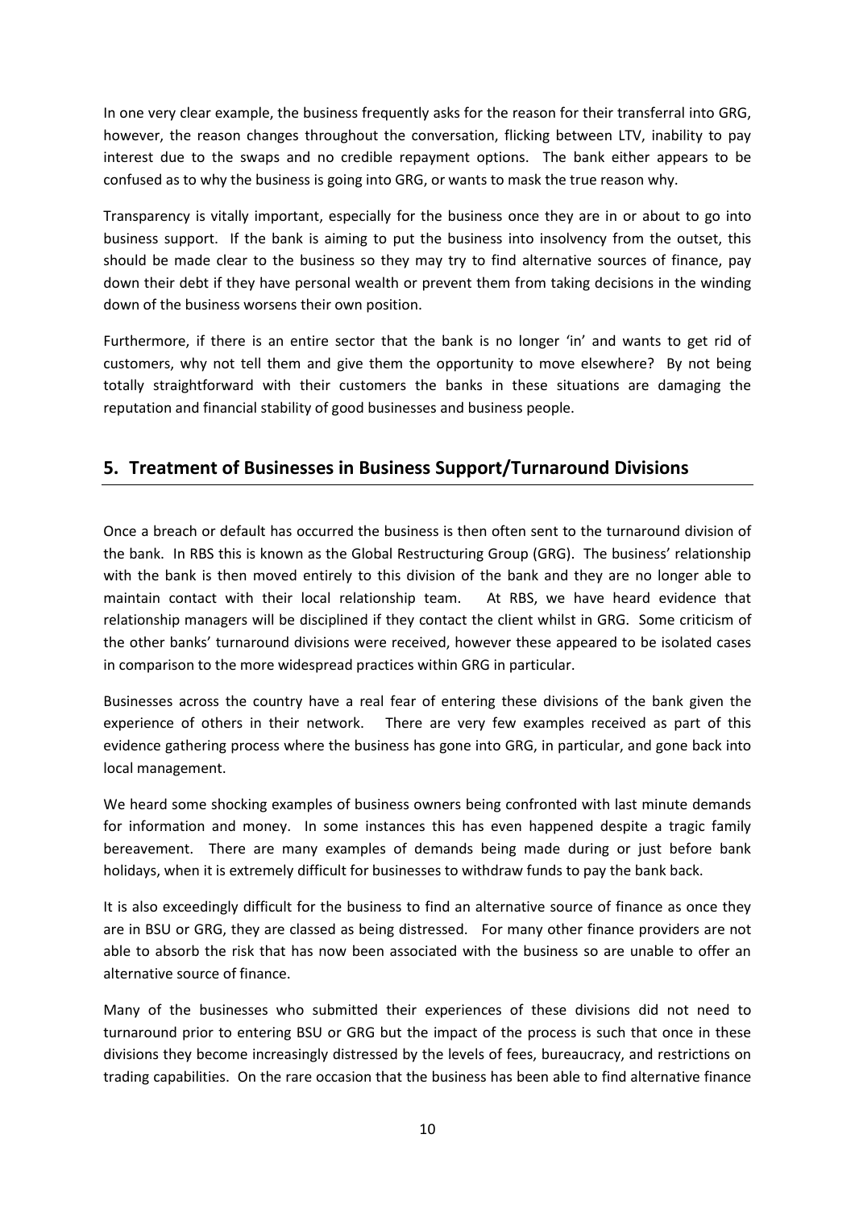In one very clear example, the business frequently asks for the reason for their transferral into GRG, however, the reason changes throughout the conversation, flicking between LTV, inability to pay interest due to the swaps and no credible repayment options. The bank either appears to be confused as to why the business is going into GRG, or wants to mask the true reason why.

Transparency is vitally important, especially for the business once they are in or about to go into business support. If the bank is aiming to put the business into insolvency from the outset, this should be made clear to the business so they may try to find alternative sources of finance, pay down their debt if they have personal wealth or prevent them from taking decisions in the winding down of the business worsens their own position.

Furthermore, if there is an entire sector that the bank is no longer 'in' and wants to get rid of customers, why not tell them and give them the opportunity to move elsewhere? By not being totally straightforward with their customers the banks in these situations are damaging the reputation and financial stability of good businesses and business people.

## 5. Treatment of Businesses in Business Support/Turnaround Divisions

Once a breach or default has occurred the business is then often sent to the turnaround division of the bank. In RBS this is known as the Global Restructuring Group (GRG). The business' relationship with the bank is then moved entirely to this division of the bank and they are no longer able to maintain contact with their local relationship team. At RBS, we have heard evidence that relationship managers will be disciplined if they contact the client whilst in GRG. Some criticism of the other banks' turnaround divisions were received, however these appeared to be isolated cases in comparison to the more widespread practices within GRG in particular.

Businesses across the country have a real fear of entering these divisions of the bank given the experience of others in their network. There are very few examples received as part of this evidence gathering process where the business has gone into GRG, in particular, and gone back into local management.

We heard some shocking examples of business owners being confronted with last minute demands for information and money. In some instances this has even happened despite a tragic family bereavement. There are many examples of demands being made during or just before bank holidays, when it is extremely difficult for businesses to withdraw funds to pay the bank back.

It is also exceedingly difficult for the business to find an alternative source of finance as once they are in BSU or GRG, they are classed as being distressed. For many other finance providers are not able to absorb the risk that has now been associated with the business so are unable to offer an alternative source of finance.

Many of the businesses who submitted their experiences of these divisions did not need to turnaround prior to entering BSU or GRG but the impact of the process is such that once in these divisions they become increasingly distressed by the levels of fees, bureaucracy, and restrictions on trading capabilities. On the rare occasion that the business has been able to find alternative finance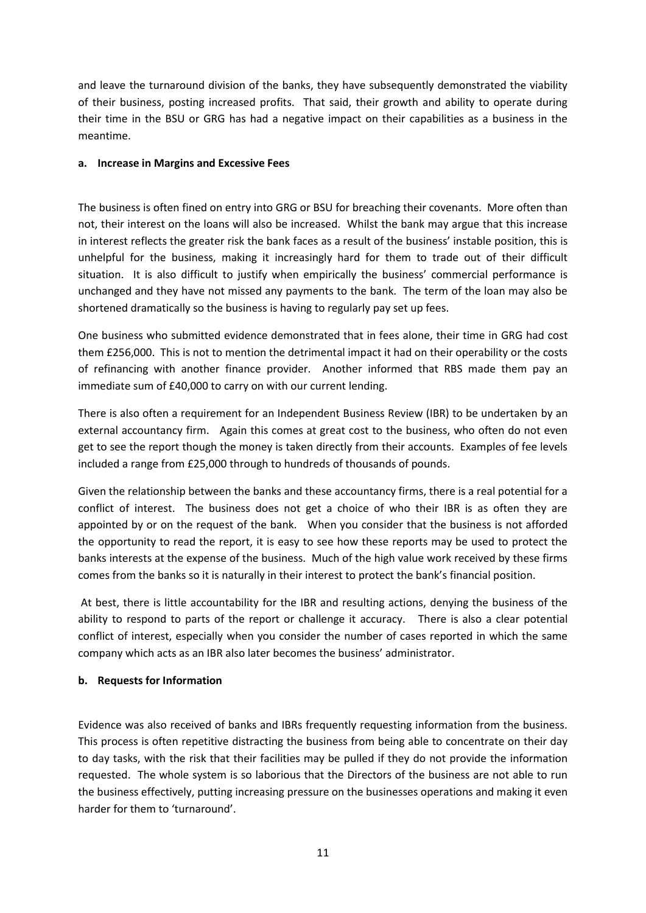and leave the turnaround division of the banks, they have subsequently demonstrated the viability of their business, posting increased profits. That said, their growth and ability to operate during their time in the BSU or GRG has had a negative impact on their capabilities as a business in the meantime.

**a. Increase in Margins and Excessive Fees**

The business is often fined on entry into GRG or BSU for breaching their covenants. More often than not, their interest on the loans will also be increased. Whilst the bank may argue that this increase in interest reflects the greater risk the bank faces as a result of the business' instable position, this is unhelpful for the business, making it increasingly hard for them to trade out of their difficult situation. It is also difficult to justify when empirically the business' commercial performance is unchanged and they have not missed any payments to the bank. The term of the loan may also be shortened dramatically so the business is having to regularly pay set up fees.

One business who submitted evidence demonstrated that in fees alone, their time in GRG had cost them £256,000. This is not to mention the detrimental impact it had on their operability or the costs of refinancing with another finance provider. Another informed that RBS made them pay an immediate sum of £40,000 to carry on with our current lending.

There is also often a requirement for an Independent Business Review (IBR) to be undertaken by an external accountancy firm. Again this comes at great cost to the business, who often do not even get to see the report though the money is taken directly from their accounts. Examples of fee levels included a range from £25,000 through to hundreds of thousands of pounds.

Given the relationship between the banks and these accountancy firms, there is a real potential for a conflict of interest. The business does not get a choice of who their IBR is as often they are appointed by or on the request of the bank. When you consider that the business is not afforded the opportunity to read the report, it is easy to see how these reports may be used to protect the banks interests at the expense of the business. Much of the high value work received by these firms comes from the banks so it is naturally in their interest to protect the bank's financial position.

At best, there is little accountability for the IBR and resulting actions, denying the business of the ability to respond to parts of the report or challenge it accuracy. There is also a clear potential conflict of interest, especially when you consider the number of cases reported in which the same company which acts as an IBR also later becomes the business' administrator.

**b. Requests for Information**

Evidence was also received of banks and IBRs frequently requesting information from the business. This process is often repetitive distracting the business from being able to concentrate on their day to day tasks, with the risk that their facilities may be pulled if they do not provide the information requested. The whole system is so laborious that the Directors of the business are not able to run the business effectively, putting increasing pressure on the businesses operations and making it even harder for them to 'turnaround'.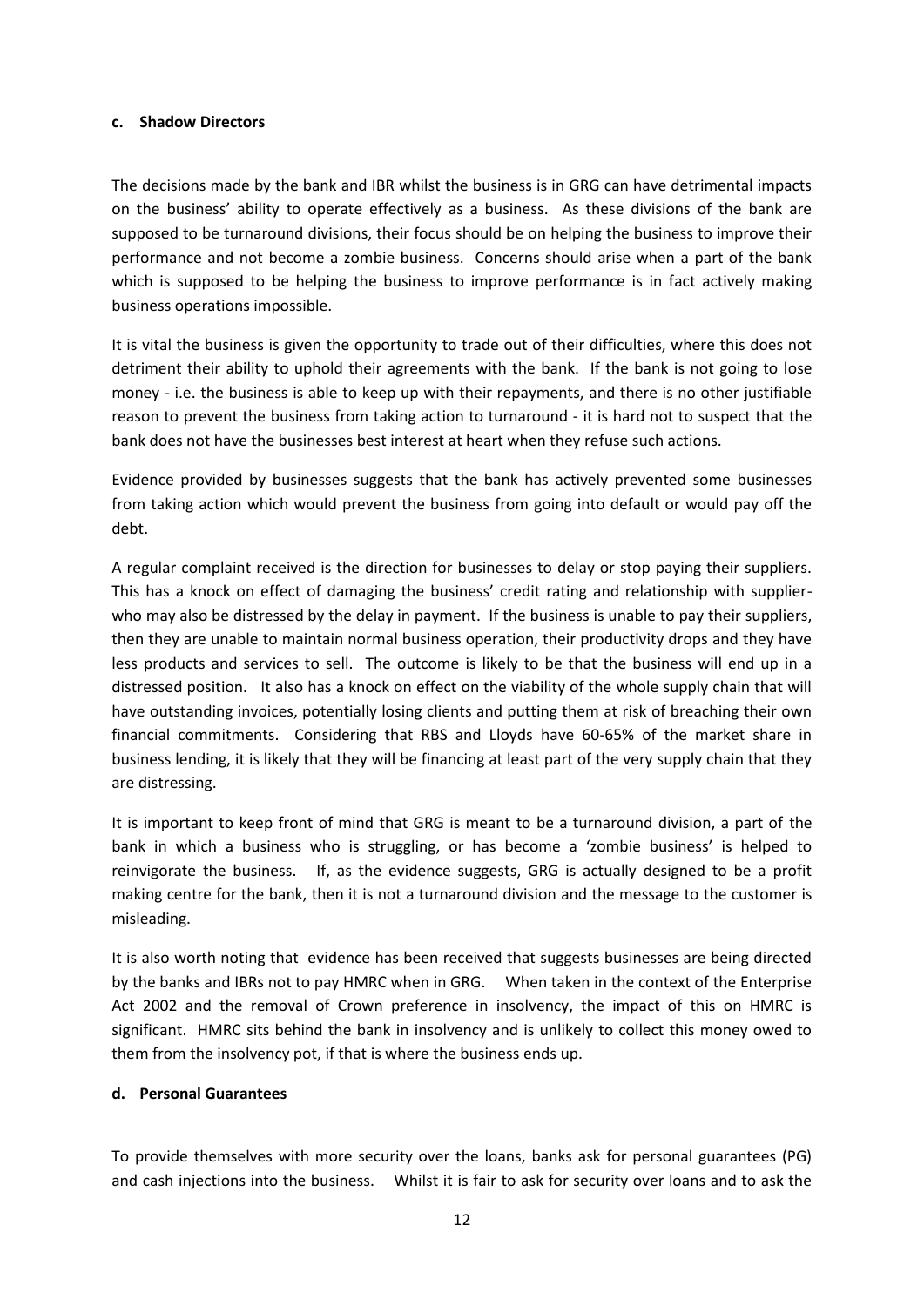#### c. Shadow Directors

The decisions made by the bank and IBR whilst the business is in GRG can have detrimental impacts on the business' ability to operate effectively as a business. As these divisions of the bank are supposed to be turnaround divisions, their focus should be on helping the business to improve their performance and not become a zombie business. Concerns should arise when a part of the bank which is supposed to be helping the business to improve performance is in fact actively making business operations impossible.

It is vital the business is given the opportunity to trade out of their difficulties, where this does not detriment their ability to uphold their agreements with the bank. If the bank is not going to lose money - i.e. the business is able to keep up with their repayments, and there is no other justifiable reason to prevent the business from taking action to turnaround - it is hard not to suspect that the bank does not have the businesses best interest at heart when they refuse such actions.

Evidence provided by businesses suggests that the bank has actively prevented some businesses from taking action which would prevent the business from going into default or would pay off the debt.

A regular complaint received is the direction for businesses to delay or stop paying their suppliers. This has a knock on effect of damaging the business' credit rating and relationship with supplier- who may also be distressed by the delay in payment. If the business is unable to pay their suppliers, then they are unable to maintain normal business operation, their productivity drops and they have less products and services to sell. The outcome is likely to be that the business will end up in a distressed position. It also has a knock on effect on the viability of the whole supply chain that will have outstanding invoices, potentially losing clients and putting them at risk of breaching their own financial commitments. Considering that RBS and Lloyds have 60-65% of the market share in business lending, it is likely that they will be financing at least part of the very supply chain that they are distressing.

It is important to keep front of mind that GRG is meant to be a turnaround division, a part of the bank in which a business who is struggling, or has become a 'zombie business' is helped to reinvigorate the business. If, as the evidence suggests, GRG is actually designed to be a profit making centre for the bank, then it is not a turnaround division and the message to the customer is misleading.

It is also worth noting that evidence has been received that suggests businesses are being directed by the banks and IBRs not to pay HMRC when in GRG. When taken in the context of the Enterprise Act 2002 and the removal of Crown preference in insolvency, the impact of this on HMRC is significant. HMRC sits behind the bank in insolvency and is unlikely to collect this money owed to them from the insolvency pot, if that is where the business ends up.

#### d. Personal Guarantees

To provide themselves with more security over the loans, banks ask for personal guarantees (PG) and cash injections into the business. Whilst it is fair to ask for security over loans and to ask the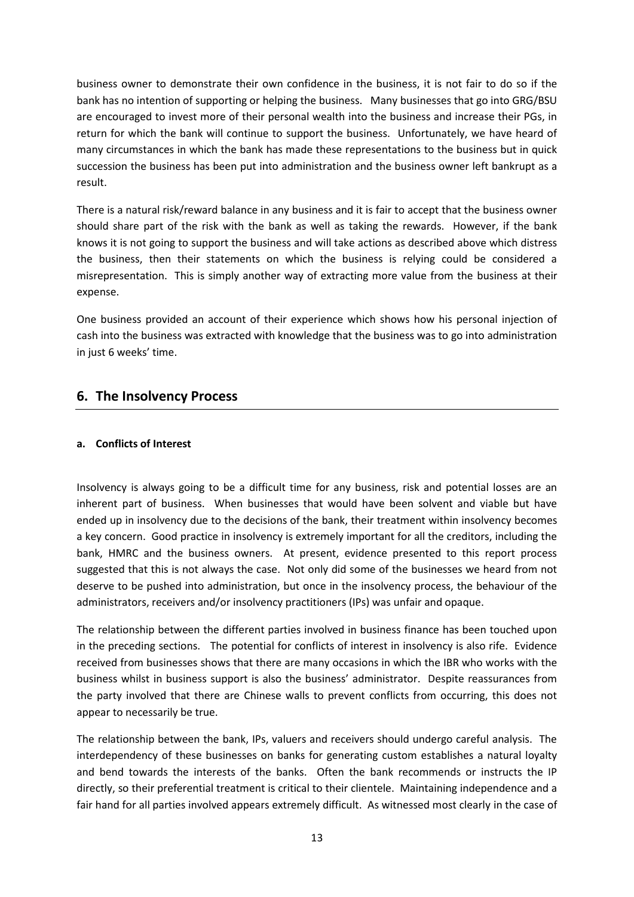business owner to demonstrate their own confidence in the business, it is not fair to do so if the bank has no intention of supporting or helping the business. Many businesses that go into GRG/BSU are encouraged to invest more of their personal wealth into the business and increase their PGs, in return for which the bank will continue to support the business. Unfortunately, we have heard of many circumstances in which the bank has made these representations to the business but in quick succession the business has been put into administration and the business owner left bankrupt as a result.

There is a natural risk/reward balance in any business and it is fair to accept that the business owner should share part of the risk with the bank as well as taking the rewards. However, if the bank knows it is not going to support the business and will take actions as described above which distress the business, then their statements on which the business is relying could be considered a misrepresentation. This is simply another way of extracting more value from the business at their expense.

One business provided an account of their experience which shows how his personal injection of cash into the business was extracted with knowledge that the business was to go into administration in just 6 weeks' time.

## 6. The Insolvency Process

### a. Conflicts of Interest

Insolvency is always going to be a difficult time for any business, risk and potential losses are an inherent part of business. When businesses that would have been solvent and viable but have ended up in insolvency due to the decisions of the bank, their treatment within insolvency becomes a key concern. Good practice in insolvency is extremely important for all the creditors, including the bank, HMRC and the business owners. At present, evidence presented to this report process suggested that this is not always the case. Not only did some of the businesses we heard from not deserve to be pushed into administration, but once in the insolvency process, the behaviour of the administrators, receivers and/or insolvency practitioners (IPs) was unfair and opaque.

The relationship between the different parties involved in business finance has been touched upon in the preceding sections. The potential for conflicts of interest in insolvency is also rife. Evidence received from businesses shows that there are many occasions in which the IBR who works with the business whilst in business support is also the business' administrator. Despite reassurances from the party involved that there are Chinese walls to prevent conflicts from occurring, this does not appear to necessarily be true.

The relationship between the bank, IPs, valuers and receivers should undergo careful analysis. The interdependency of these businesses on banks for generating custom establishes a natural loyalty and bend towards the interests of the banks. Often the bank recommends or instructs the IP directly, so their preferential treatment is critical to their clientele. Maintaining independence and a fair hand for all parties involved appears extremely difficult. As witnessed most clearly in the case of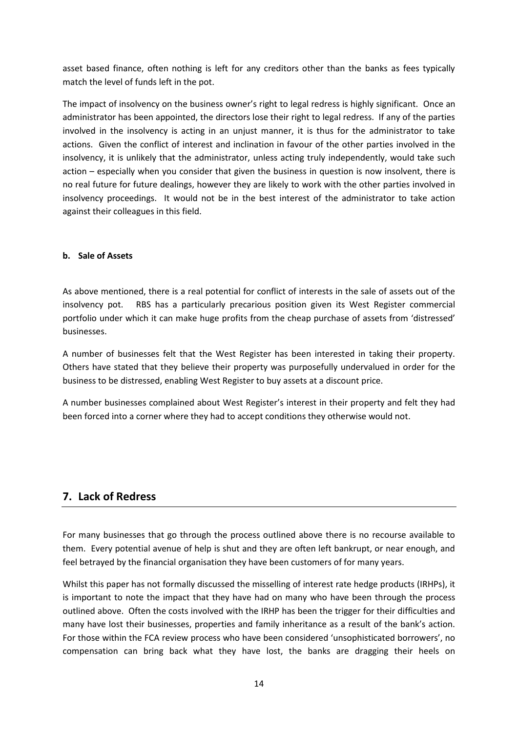asset based finance, often nothing is left for any creditors other than the banks as fees typically match the level of funds left in the pot.

The impact of insolvency on the business owner's right to legal redress is highly significant. Once an administrator has been appointed, the directors lose their right to legal redress. If any of the parties involved in the insolvency is acting in an unjust manner, it is thus for the administrator to take actions. Given the conflict of interest and inclination in favour of the other parties involved in the insolvency, it is unlikely that the administrator, unless acting truly independently, would take such action – especially when you consider that given the business in question is now insolvent, there is no real future for future dealings, however they are likely to work with the other parties involved in insolvency proceedings. It would not be in the best interest of the administrator to take action against their colleagues in this field.

#### b. Sale of Assets

As above mentioned, there is a real potential for conflict of interests in the sale of assets out of the insolvency pot. RBS has a particularly precarious position given its West Register commercial portfolio under which it can make huge profits from the cheap purchase of assets from 'distressed' businesses.

A number of businesses felt that the West Register has been interested in taking their property. Others have stated that they believe their property was purposefully undervalued in order for the business to be distressed, enabling West Register to buy assets at a discount price.

A number businesses complained about West Register's interest in their property and felt they had been forced into a corner where they had to accept conditions they otherwise would not.

## 7. Lack of Redress

For many businesses that go through the process outlined above there is no recourse available to them. Every potential avenue of help is shut and they are often left bankrupt, or near enough, and feel betrayed by the financial organisation they have been customers of for many years.

Whilst this paper has not formally discussed the misselling of interest rate hedge products (IRHPs), it is important to note the impact that they have had on many who have been through the process outlined above. Often the costs involved with the IRHP has been the trigger for their difficulties and many have lost their businesses, properties and family inheritance as a result of the bank's action. For those within the FCA review process who have been considered 'unsophisticated borrowers', no compensation can bring back what they have lost, the banks are dragging their heels on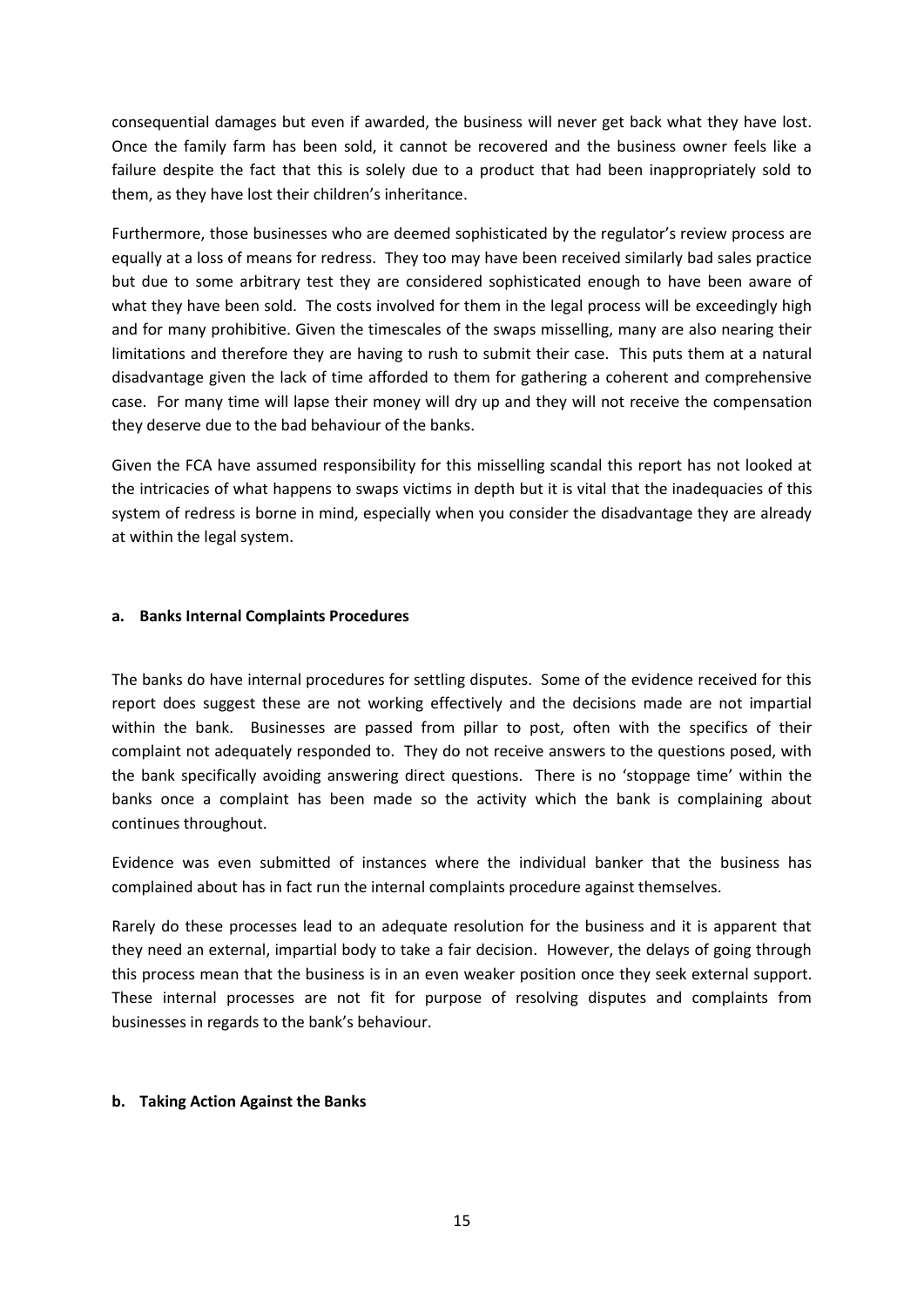consequential damages but even if awarded, the business will never get back what they have lost. Once the family farm has been sold, it cannot be recovered and the business owner feels like a failure despite the fact that this is solely due to a product that had been inappropriately sold to them, as they have lost their children's inheritance.

Furthermore, those businesses who are deemed sophisticated by the regulator's review process are equally at a loss of means for redress. They too may have been received similarly bad sales practice but due to some arbitrary test they are considered sophisticated enough to have been aware of what they have been sold. The costs involved for them in the legal process will be exceedingly high and for many prohibitive. Given the timescales of the swaps misselling, many are also nearing their limitations and therefore they are having to rush to submit their case. This puts them at a natural disadvantage given the lack of time afforded to them for gathering a coherent and comprehensive case. For many time will lapse their money will dry up and they will not receive the compensation they deserve due to the bad behaviour of the banks.

Given the FCA have assumed responsibility for this misselling scandal this report has not looked at the intricacies of what happens to swaps victims in depth but it is vital that the inadequacies of this system of redress is borne in mind, especially when you consider the disadvantage they are already at within the legal system.

### a. Banks Internal Complaints Procedures

The banks do have internal procedures for settling disputes. Some of the evidence received for this report does suggest these are not working effectively and the decisions made are not impartial within the bank. Businesses are passed from pillar to post, often with the specifics of their complaint not adequately responded to. They do not receive answers to the questions posed, with the bank specifically avoiding answering direct questions. There is no 'stoppage time' within the banks once a complaint has been made so the activity which the bank is complaining about continues throughout.

Evidence was even submitted of instances where the individual banker that the business has complained about has in fact run the internal complaints procedure against themselves.

Rarely do these processes lead to an adequate resolution for the business and it is apparent that they need an external, impartial body to take a fair decision. However, the delays of going through this process mean that the business is in an even weaker position once they seek external support. These internal processes are not fit for purpose of resolving disputes and complaints from businesses in regards to the bank's behaviour.

### b. Taking Action Against the Banks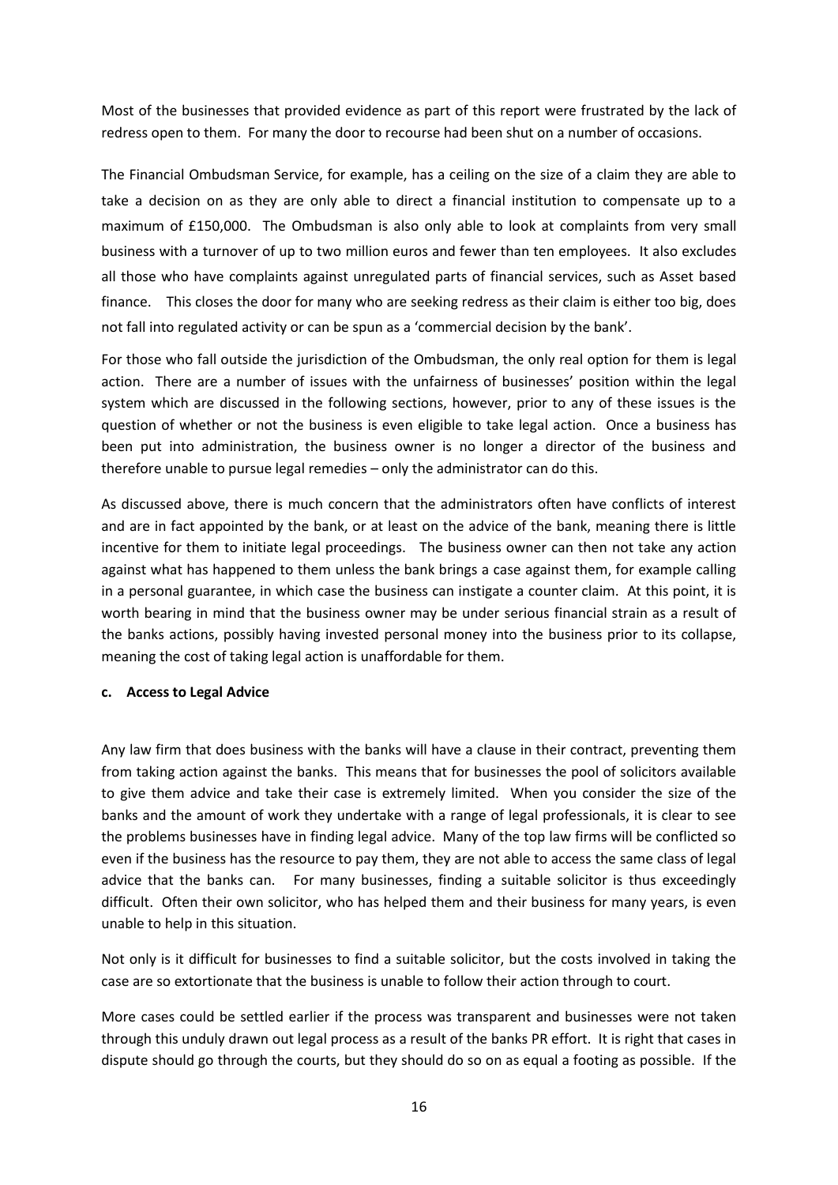Most of the businesses that provided evidence as part of this report were frustrated by the lack of redress open to them. For many the door to recourse had been shut on a number of occasions.

The Financial Ombudsman Service, for example, has a ceiling on the size of a claim they are able to take a decision on as they are only able to direct a financial institution to compensate up to a maximum of £150,000. The Ombudsman is also only able to look at complaints from very small business with a turnover of up to two million euros and fewer than ten employees. It also excludes all those who have complaints against unregulated parts of financial services, such as Asset based finance. This closes the door for many who are seeking redress as their claim is either too big, does not fall into regulated activity or can be spun as a 'commercial decision by the bank'.

For those who fall outside the jurisdiction of the Ombudsman, the only real option for them is legal action. There are a number of issues with the unfairness of businesses' position within the legal system which are discussed in the following sections, however, prior to any of these issues is the question of whether or not the business is even eligible to take legal action. Once a business has been put into administration, the business owner is no longer a director of the business and therefore unable to pursue legal remedies – only the administrator can do this.

As discussed above, there is much concern that the administrators often have conflicts of interest and are in fact appointed by the bank, or at least on the advice of the bank, meaning there is little incentive for them to initiate legal proceedings. The business owner can then not take any action against what has happened to them unless the bank brings a case against them, for example calling in a personal guarantee, in which case the business can instigate a counter claim. At this point, it is worth bearing in mind that the business owner may be under serious financial strain as a result of the banks actions, possibly having invested personal money into the business prior to its collapse, meaning the cost of taking legal action is unaffordable for them.

**c. Access to Legal Advice**

Any law firm that does business with the banks will have a clause in their contract, preventing them from taking action against the banks. This means that for businesses the pool of solicitors available to give them advice and take their case is extremely limited. When you consider the size of the banks and the amount of work they undertake with a range of legal professionals, it is clear to see the problems businesses have in finding legal advice. Many of the top law firms will be conflicted so even if the business has the resource to pay them, they are not able to access the same class of legal advice that the banks can. For many businesses, finding a suitable solicitor is thus exceedingly difficult. Often their own solicitor, who has helped them and their business for many years, is even unable to help in this situation.

Not only is it difficult for businesses to find a suitable solicitor, but the costs involved in taking the case are so extortionate that the business is unable to follow their action through to court.

More cases could be settled earlier if the process was transparent and businesses were not taken through this unduly drawn out legal process as a result of the banks PR effort. It is right that cases in dispute should go through the courts, but they should do so on as equal a footing as possible. If the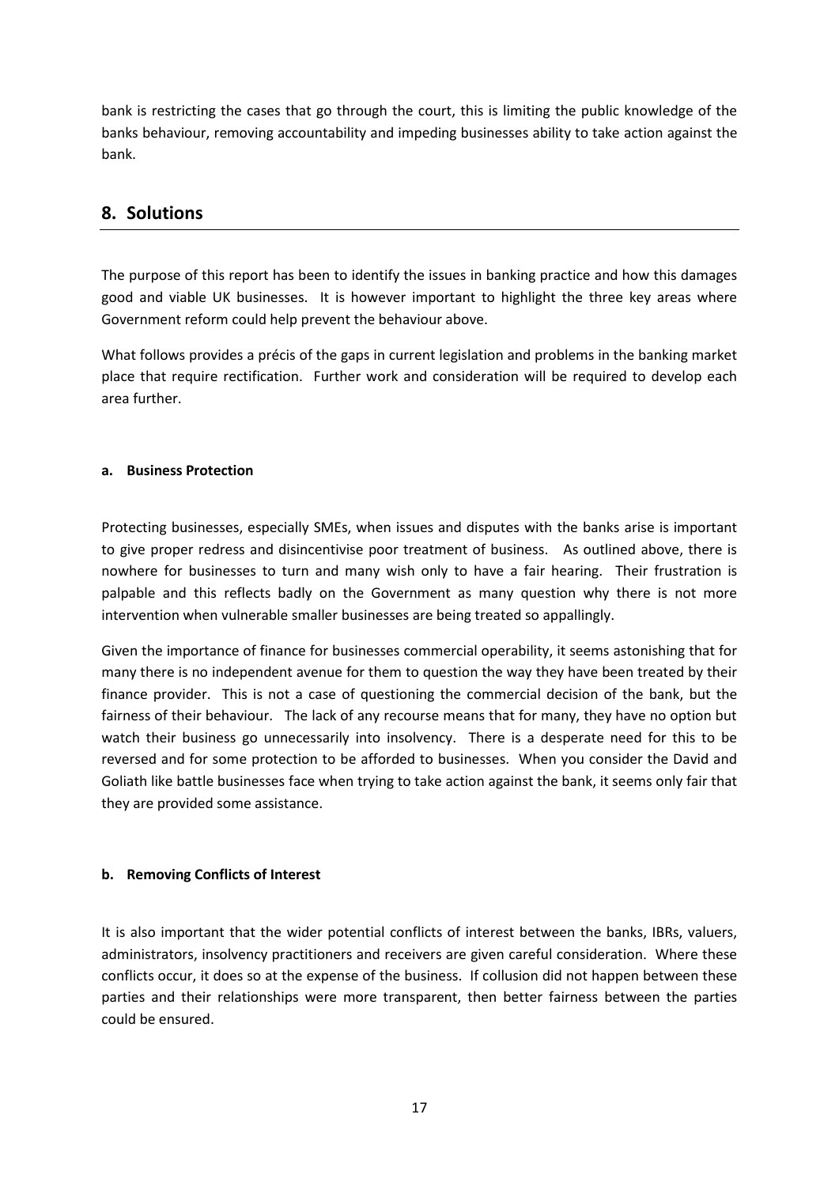bank is restricting the cases that go through the court, this is limiting the public knowledge of the banks behaviour, removing accountability and impeding businesses ability to take action against the bank.

## 8. Solutions

The purpose of this report has been to identify the issues in banking practice and how this damages good and viable UK businesses. It is however important to highlight the three key areas where Government reform could help prevent the behaviour above.

What follows provides a précis of the gaps in current legislation and problems in the banking market place that require rectification. Further work and consideration will be required to develop each area further.

#### a. Business Protection

Protecting businesses, especially SMEs, when issues and disputes with the banks arise is important to give proper redress and disincentivise poor treatment of business. As outlined above, there is nowhere for businesses to turn and many wish only to have a fair hearing. Their frustration is palpable and this reflects badly on the Government as many question why there is not more intervention when vulnerable smaller businesses are being treated so appallingly.

Given the importance of finance for businesses commercial operability, it seems astonishing that for many there is no independent avenue for them to question the way they have been treated by their finance provider. This is not a case of questioning the commercial decision of the bank, but the fairness of their behaviour. The lack of any recourse means that for many, they have no option but watch their business go unnecessarily into insolvency. There is a desperate need for this to be reversed and for some protection to be afforded to businesses. When you consider the David and Goliath like battle businesses face when trying to take action against the bank, it seems only fair that they are provided some assistance.

#### b. Removing Conflicts of Interest

It is also important that the wider potential conflicts of interest between the banks, IBRs, valuers, administrators, insolvency practitioners and receivers are given careful consideration. Where these conflicts occur, it does so at the expense of the business. If collusion did not happen between these parties and their relationships were more transparent, then better fairness between the parties could be ensured.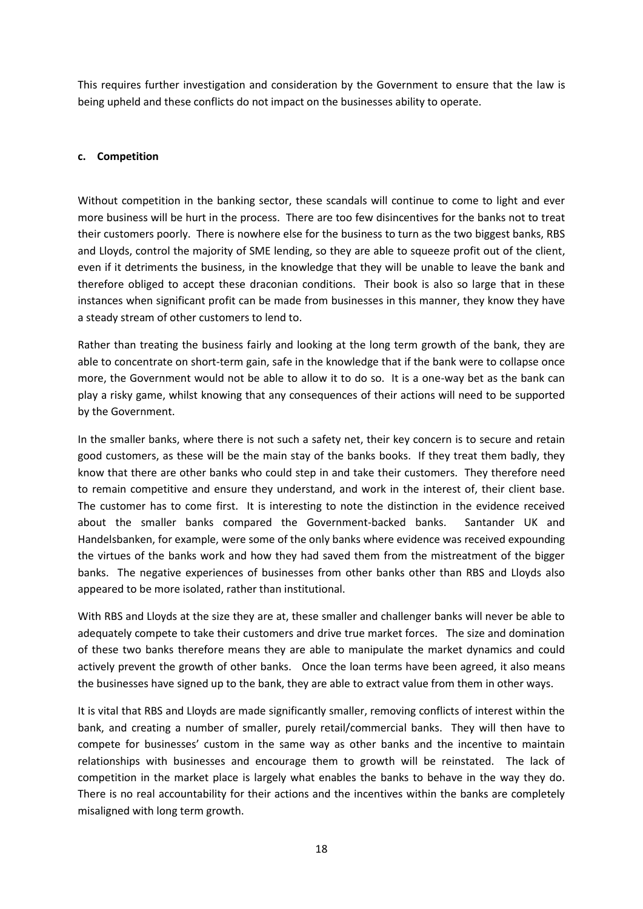This requires further investigation and consideration by the Government to ensure that the law is being upheld and these conflicts do not impact on the businesses ability to operate.

#### c. Competition

Without competition in the banking sector, these scandals will continue to come to light and ever more business will be hurt in the process. There are too few disincentives for the banks not to treat their customers poorly. There is nowhere else for the business to turn as the two biggest banks, RBS and Lloyds, control the majority of SME lending, so they are able to squeeze profit out of the client, even if it detriments the business, in the knowledge that they will be unable to leave the bank and therefore obliged to accept these draconian conditions. Their book is also so large that in these instances when significant profit can be made from businesses in this manner, they know they have a steady stream of other customers to lend to.

Rather than treating the business fairly and looking at the long term growth of the bank, they are able to concentrate on short-term gain, safe in the knowledge that if the bank were to collapse once more, the Government would not be able to allow it to do so. It is a one-way bet as the bank can play a risky game, whilst knowing that any consequences of their actions will need to be supported by the Government.

In the smaller banks, where there is not such a safety net, their key concern is to secure and retain good customers, as these will be the main stay of the banks books. If they treat them badly, they know that there are other banks who could step in and take their customers. They therefore need to remain competitive and ensure they understand, and work in the interest of, their client base. The customer has to come first. It is interesting to note the distinction in the evidence received about the smaller banks compared the Government-backed banks. Santander UK and Handelsbanken, for example, were some of the only banks where evidence was received expounding the virtues of the banks work and how they had saved them from the mistreatment of the bigger banks. The negative experiences of businesses from other banks other than RBS and Lloyds also appeared to be more isolated, rather than institutional.

With RBS and Lloyds at the size they are at, these smaller and challenger banks will never be able to adequately compete to take their customers and drive true market forces. The size and domination of these two banks therefore means they are able to manipulate the market dynamics and could actively prevent the growth of other banks. Once the loan terms have been agreed, it also means the businesses have signed up to the bank, they are able to extract value from them in other ways.

It is vital that RBS and Lloyds are made significantly smaller, removing conflicts of interest within the bank, and creating a number of smaller, purely retail/commercial banks. They will then have to compete for businesses' custom in the same way as other banks and the incentive to maintain relationships with businesses and encourage them to growth will be reinstated. The lack of competition in the market place is largely what enables the banks to behave in the way they do. There is no real accountability for their actions and the incentives within the banks are completely misaligned with long term growth.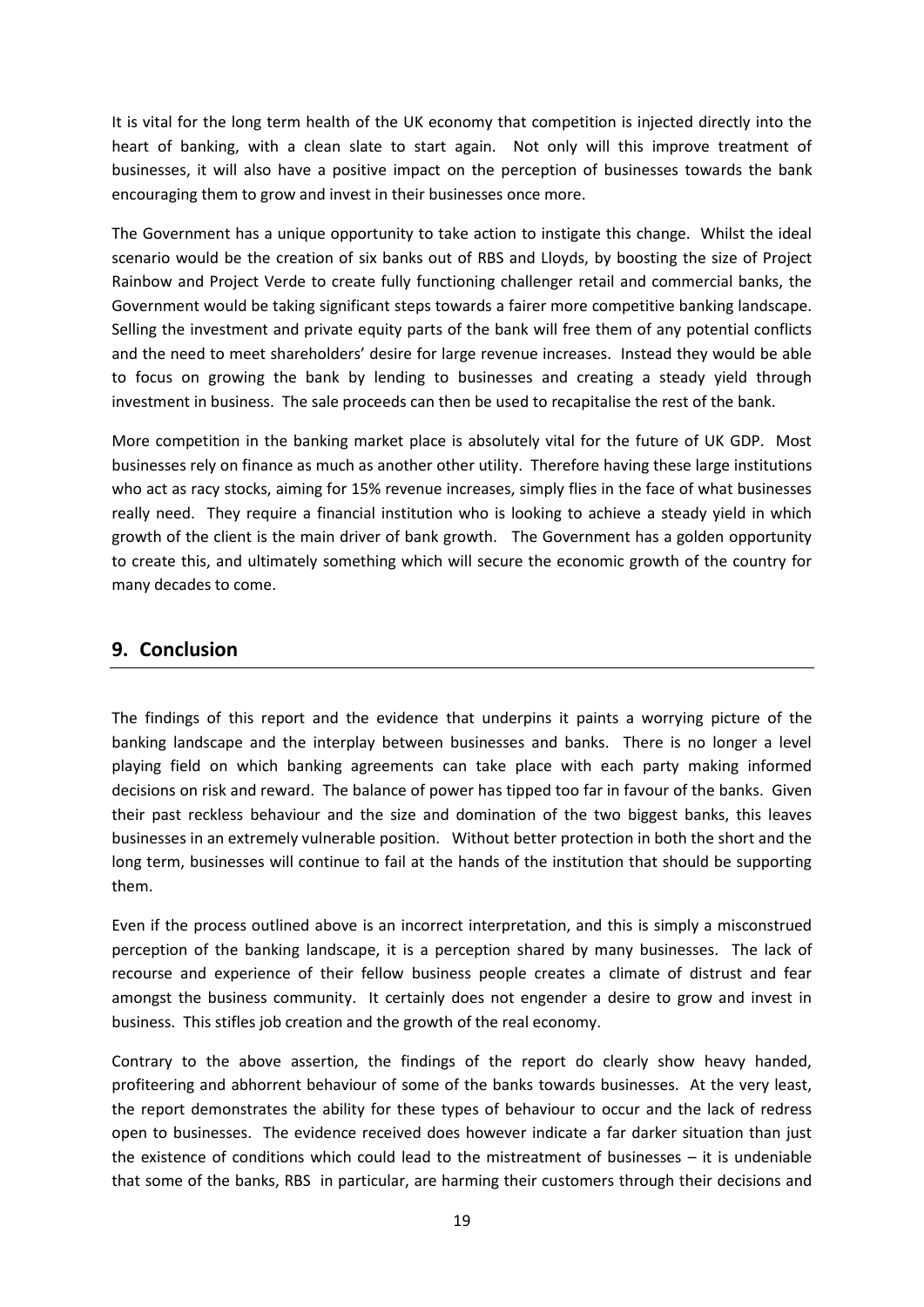It is vital for the long term health of the UK economy that competition is injected directly into the heart of banking, with a clean slate to start again. Not only will this improve treatment of businesses, it will also have a positive impact on the perception of businesses towards the bank encouraging them to grow and invest in their businesses once more.

The Government has a unique opportunity to take action to instigate this change. Whilst the ideal scenario would be the creation of six banks out of RBS and Lloyds, by boosting the size of Project Rainbow and Project Verde to create fully functioning challenger retail and commercial banks, the Government would be taking significant steps towards a fairer more competitive banking landscape. Selling the investment and private equity parts of the bank will free them of any potential conflicts and the need to meet shareholders' desire for large revenue increases. Instead they would be able to focus on growing the bank by lending to businesses and creating a steady yield through investment in business. The sale proceeds can then be used to recapitalise the rest of the bank.

More competition in the banking market place is absolutely vital for the future of UK GDP. Most businesses rely on finance as much as another other utility. Therefore having these large institutions who act as racy stocks, aiming for 15% revenue increases, simply flies in the face of what businesses really need. They require a financial institution who is looking to achieve a steady yield in which growth of the client is the main driver of bank growth. The Government has a golden opportunity to create this, and ultimately something which will secure the economic growth of the country for many decades to come.

## 9. Conclusion

The findings of this report and the evidence that underpins it paints a worrying picture of the banking landscape and the interplay between businesses and banks. There is no longer a level playing field on which banking agreements can take place with each party making informed decisions on risk and reward. The balance of power has tipped too far in favour of the banks. Given their past reckless behaviour and the size and domination of the two biggest banks, this leaves businesses in an extremely vulnerable position. Without better protection in both the short and the long term, businesses will continue to fail at the hands of the institution that should be supporting them.

Even if the process outlined above is an incorrect interpretation, and this is simply a misconstrued perception of the banking landscape, it is a perception shared by many businesses. The lack of recourse and experience of their fellow business people creates a climate of distrust and fear amongst the business community. It certainly does not engender a desire to grow and invest in business. This stifles job creation and the growth of the real economy.

Contrary to the above assertion, the findings of the report do clearly show heavy handed, profiteering and abhorrent behaviour of some of the banks towards businesses. At the very least, the report demonstrates the ability for these types of behaviour to occur and the lack of redress open to businesses. The evidence received does however indicate a far darker situation than just the existence of conditions which could lead to the mistreatment of businesses – it is undeniable that some of the banks, RBS in particular, are harming their customers through their decisions and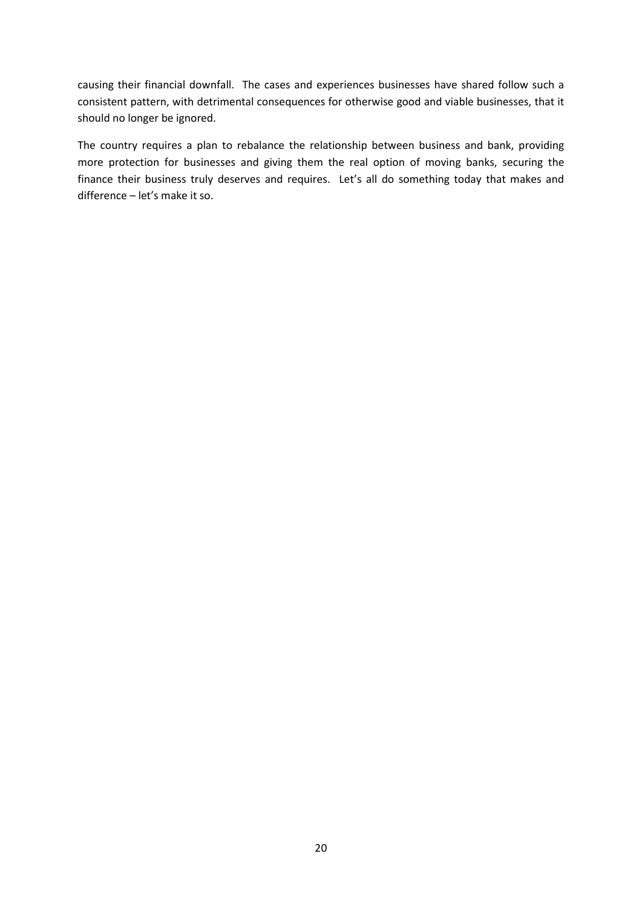causing their financial downfall. The cases and experiences businesses have shared follow such a consistent pattern, with detrimental consequences for otherwise good and viable businesses, that it should no longer be ignored.

The country requires a plan to rebalance the relationship between business and bank, providing more protection for businesses and giving them the real option of moving banks, securing the finance their business truly deserves and requires. Let's all do something today that makes and difference – let's make it so.